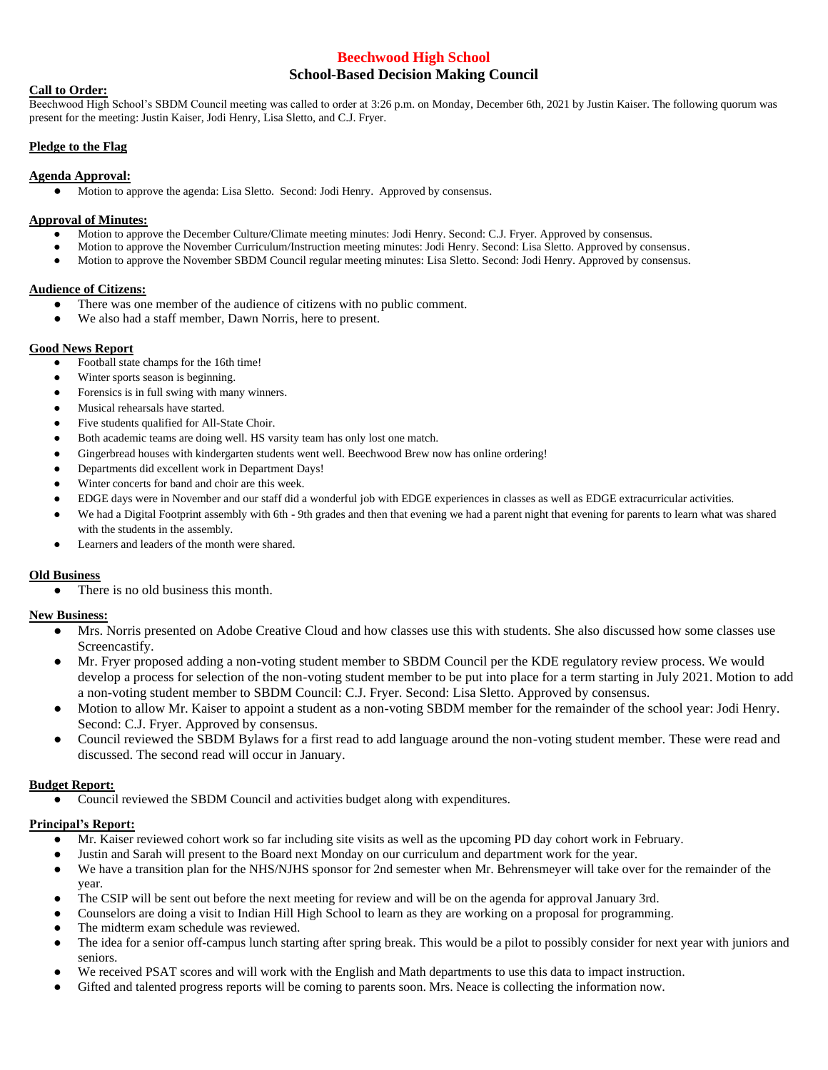# Beechwood High School

## School-Based Decision Making Council

**Call to Order:**

Beechwood High School's SBDM Council meeting was called to order at 3:26 p.m. on Monday, December 6th, 2021 by Justin Kaiser. The following quorum was present for the meeting: Justin Kaiser, Jodi Henry, Lisa Sletto, and C.J. Fryer.

**Pledge to the Flag**

**Agenda Approval:**

- Motion to approve the agenda: Lisa Sletto. Second: Jodi Henry. Approved by consensus.

**Approval of Minutes:**

- Motion to approve the December Culture/Climate meeting minutes: Jodi Henry. Second: C.J. Fryer. Approved by consensus.
- Motion to approve the November Curriculum/Instruction meeting minutes: Jodi Henry. Second: Lisa Sletto. Approved by consensus.
- Motion to approve the November SBDM Council regular meeting minutes: Lisa Sletto. Second: Jodi Henry. Approved by consensus.

**Audience of Citizens:**

- There was one member of the audience of citizens with no public comment.
- We also had a staff member, Dawn Norris, here to present.

**Good News Report**

- Football state champs for the 16th time!
- Winter sports season is beginning.
- Forensics is in full swing with many winners.
- Musical rehearsals have started.
- Five students qualified for All-State Choir.
- Both academic teams are doing well. HS varsity team has only lost one match.
- Gingerbread houses with kindergarten students went well. Beechwood Brew now has online ordering!
- Departments did excellent work in Department Days!
- Winter concerts for band and choir are this week.
- EDGE days were in November and our staff did a wonderful job with EDGE experiences in classes as well as EDGE extracurricular activities.
- We had a Digital Footprint assembly with 6th - 9th grades and then that evening we had a parent night that evening for parents to learn what was shared with the students in the assembly.
- Learners and leaders of the month were shared.

**Old Business**

- There is no old business this month.

**New Business:**

- Mrs. Norris presented on Adobe Creative Cloud and how classes use this with students. She also discussed how some classes use Screencastify.
- Mr. Fryer proposed adding a non-voting student member to SBDM Council per the KDE regulatory review process. We would develop a process for selection of the non-voting student member to be put into place for a term starting in July 2021. Motion to add a non-voting student member to SBDM Council: C.J. Fryer. Second: Lisa Sletto. Approved by consensus.
- Motion to allow Mr. Kaiser to appoint a student as a non-voting SBDM member for the remainder of the school year: Jodi Henry. Second: C.J. Fryer. Approved by consensus.
- Council reviewed the SBDM Bylaws for a first read to add language around the non-voting student member. These were read and discussed. The second read will occur in January.

**Budget Report:**

- Council reviewed the SBDM Council and activities budget along with expenditures.

**Principal's Report:**

- Mr. Kaiser reviewed cohort work so far including site visits as well as the upcoming PD day cohort work in February.
- Justin and Sarah will present to the Board next Monday on our curriculum and department work for the year.
- We have a transition plan for the NHS/NJHS sponsor for 2nd semester when Mr. Behrensmeyer will take over for the remainder of the year.
- The CSIP will be sent out before the next meeting for review and will be on the agenda for approval January 3rd.
- Counselors are doing a visit to Indian Hill High School to learn as they are working on a proposal for programming.
- The midterm exam schedule was reviewed.
- The idea for a senior off-campus lunch starting after spring break. This would be a pilot to possibly consider for next year with juniors and seniors.
- We received PSAT scores and will work with the English and Math departments to use this data to impact instruction.
- Gifted and talented progress reports will be coming to parents soon. Mrs. Neace is collecting the information now.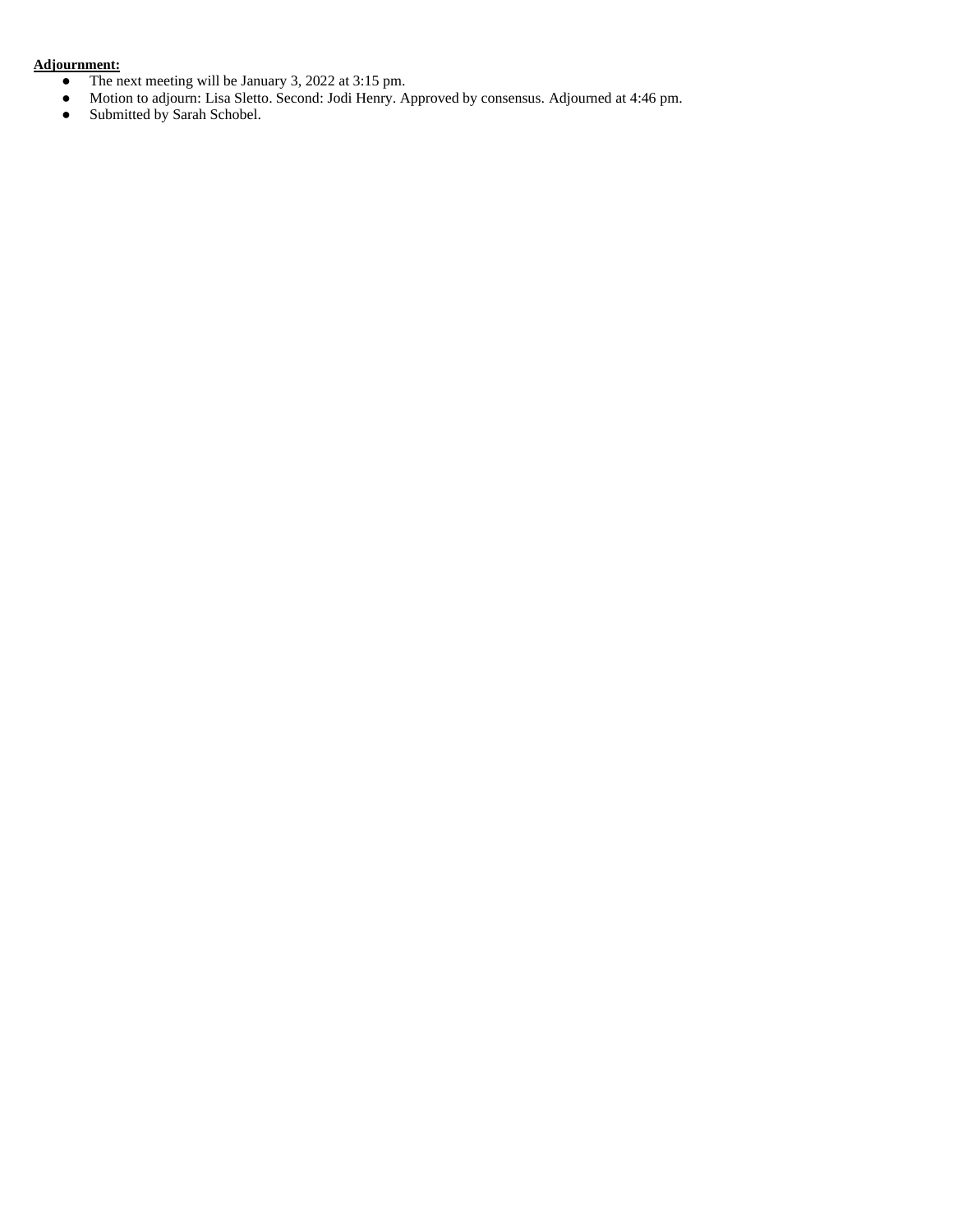**Adjournment:**

- The next meeting will be January 3, 2022 at 3:15 pm.
- Motion to adjourn: Lisa Sletto. Second: Jodi Henry. Approved by consensus. Adjourned at 4:46 pm.
- Submitted by Sarah Schobel.